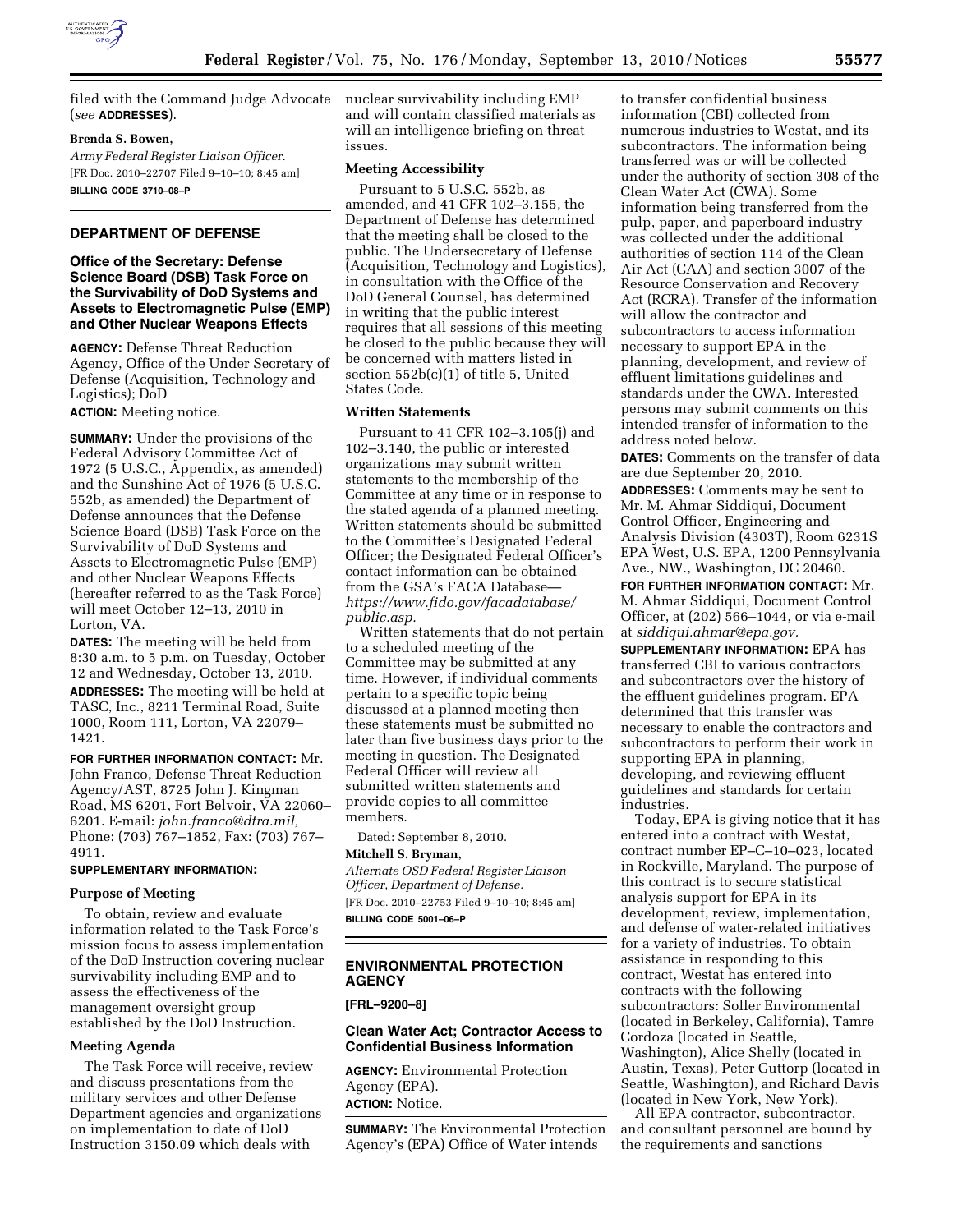filed with the Command Judge Advocate (*see* **ADDRESSES**).

**Brenda S. Bowen,**

*Army Federal Register Liaison Officer.*

[FR Doc. 2010–22707 Filed 9–10–10; 8:45 am]

**BILLING CODE 3710–08–P**

## DEPARTMENT OF DEFENSE

### Office of the Secretary: Defense Science Board (DSB) Task Force on the Survivability of DoD Systems and Assets to Electromagnetic Pulse (EMP) and Other Nuclear Weapons Effects

**AGENCY:** Defense Threat Reduction Agency, Office of the Under Secretary of Defense (Acquisition, Technology and Logistics); DoD

**ACTION:** Meeting notice.

**SUMMARY:** Under the provisions of the Federal Advisory Committee Act of 1972 (5 U.S.C., Appendix, as amended) and the Sunshine Act of 1976 (5 U.S.C. 552b, as amended) the Department of Defense announces that the Defense Science Board (DSB) Task Force on the Survivability of DoD Systems and Assets to Electromagnetic Pulse (EMP) and other Nuclear Weapons Effects (hereafter referred to as the Task Force) will meet October 12–13, 2010 in Lorton, VA.

**DATES:** The meeting will be held from 8:30 a.m. to 5 p.m. on Tuesday, October 12 and Wednesday, October 13, 2010.

**ADDRESSES:** The meeting will be held at TASC, Inc., 8211 Terminal Road, Suite 1000, Room 111, Lorton, VA 22079–1421.

**FOR FURTHER INFORMATION CONTACT:** Mr. John Franco, Defense Threat Reduction Agency/AST, 8725 John J. Kingman Road, MS 6201, Fort Belvoir, VA 22060–6201. E-mail: *john.franco@dtra.mil,* Phone: (703) 767–1852, Fax: (703) 767–4911.

**SUPPLEMENTARY INFORMATION:**

**Purpose of Meeting**

To obtain, review and evaluate information related to the Task Force's mission focus to assess implementation of the DoD Instruction covering nuclear survivability including EMP and to assess the effectiveness of the management oversight group established by the DoD Instruction.

**Meeting Agenda**

The Task Force will receive, review and discuss presentations from the military services and other Defense Department agencies and organizations on implementation to date of DoD Instruction 3150.09 which deals with nuclear survivability including EMP and will contain classified materials as will an intelligence briefing on threat issues.

**Meeting Accessibility**

Pursuant to 5 U.S.C. 552b, as amended, and 41 CFR 102–3.155, the Department of Defense has determined that the meeting shall be closed to the public. The Undersecretary of Defense (Acquisition, Technology and Logistics), in consultation with the Office of the DoD General Counsel, has determined in writing that the public interest requires that all sessions of this meeting be closed to the public because they will be concerned with matters listed in section 552b(c)(1) of title 5, United States Code.

**Written Statements**

Pursuant to 41 CFR 102–3.105(j) and 102–3.140, the public or interested organizations may submit written statements to the membership of the Committee at any time or in response to the stated agenda of a planned meeting. Written statements should be submitted to the Committee's Designated Federal Officer; the Designated Federal Officer's contact information can be obtained from the GSA's FACA Database—*https://www.fido.gov/facadatabase/public.asp.*

Written statements that do not pertain to a scheduled meeting of the Committee may be submitted at any time. However, if individual comments pertain to a specific topic being discussed at a planned meeting then these statements must be submitted no later than five business days prior to the meeting in question. The Designated Federal Officer will review all submitted written statements and provide copies to all committee members.

Dated: September 8, 2010.

**Mitchell S. Bryman,**

*Alternate OSD Federal Register Liaison Officer, Department of Defense.*

[FR Doc. 2010–22753 Filed 9–10–10; 8:45 am]

**BILLING CODE 5001–06–P**

## ENVIRONMENTAL PROTECTION AGENCY

**[FRL–9200–8]**

### Clean Water Act; Contractor Access to Confidential Business Information

**AGENCY:** Environmental Protection Agency (EPA).

**ACTION:** Notice.

**SUMMARY:** The Environmental Protection Agency's (EPA) Office of Water intends to transfer confidential business information (CBI) collected from numerous industries to Westat, and its subcontractors. The information being transferred was or will be collected under the authority of section 308 of the Clean Water Act (CWA). Some information being transferred from the pulp, paper, and paperboard industry was collected under the additional authorities of section 114 of the Clean Air Act (CAA) and section 3007 of the Resource Conservation and Recovery Act (RCRA). Transfer of the information will allow the contractor and subcontractors to access information necessary to support EPA in the planning, development, and review of effluent limitations guidelines and standards under the CWA. Interested persons may submit comments on this intended transfer of information to the address noted below.

**DATES:** Comments on the transfer of data are due September 20, 2010.

**ADDRESSES:** Comments may be sent to Mr. M. Ahmar Siddiqui, Document Control Officer, Engineering and Analysis Division (4303T), Room 6231S EPA West, U.S. EPA, 1200 Pennsylvania Ave., NW., Washington, DC 20460.

**FOR FURTHER INFORMATION CONTACT:** Mr. M. Ahmar Siddiqui, Document Control Officer, at (202) 566–1044, or via e-mail at *siddiqui.ahmar@epa.gov.*

**SUPPLEMENTARY INFORMATION:** EPA has transferred CBI to various contractors and subcontractors over the history of the effluent guidelines program. EPA determined that this transfer was necessary to enable the contractors and subcontractors to perform their work in supporting EPA in planning, developing, and reviewing effluent guidelines and standards for certain industries.

Today, EPA is giving notice that it has entered into a contract with Westat, contract number EP–C–10–023, located in Rockville, Maryland. The purpose of this contract is to secure statistical analysis support for EPA in its development, review, implementation, and defense of water-related initiatives for a variety of industries. To obtain assistance in responding to this contract, Westat has entered into contracts with the following subcontractors: Soller Environmental (located in Berkeley, California), Tamre Cordoza (located in Seattle, Washington), Alice Shelly (located in Austin, Texas), Peter Guttorp (located in Seattle, Washington), and Richard Davis (located in New York, New York).

All EPA contractor, subcontractor, and consultant personnel are bound by the requirements and sanctions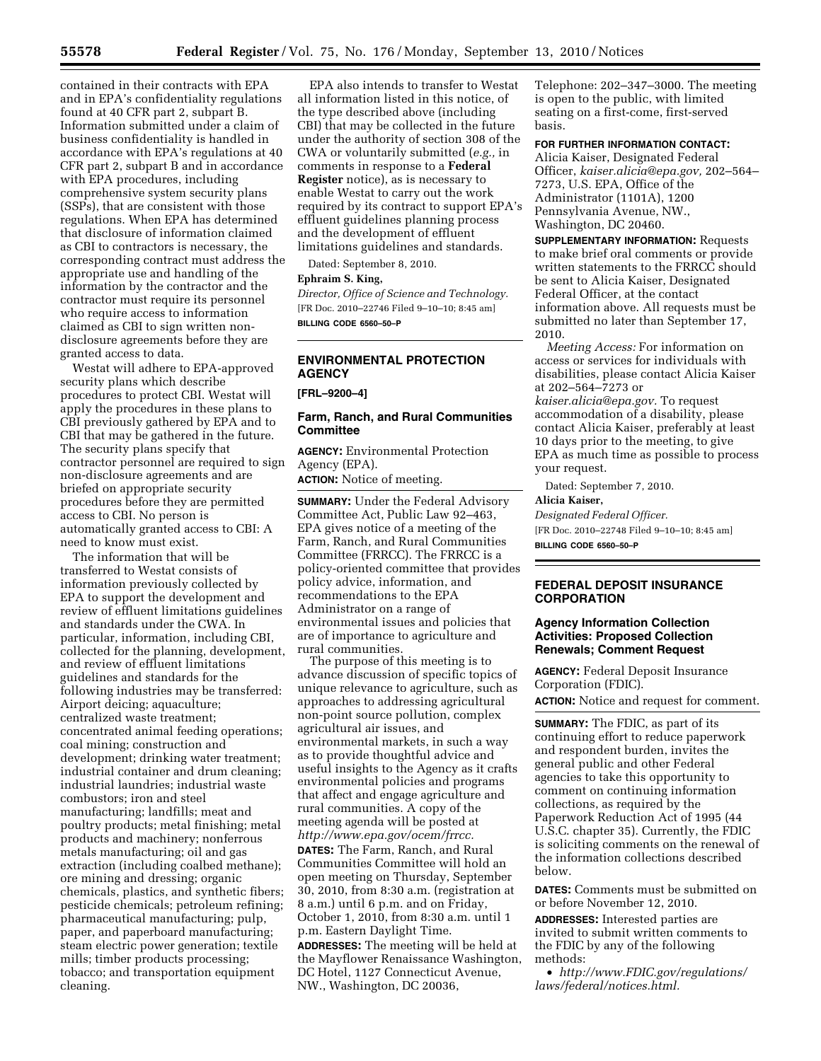contained in their contracts with EPA and in EPA's confidentiality regulations found at 40 CFR part 2, subpart B. Information submitted under a claim of business confidentiality is handled in accordance with EPA's regulations at 40 CFR part 2, subpart B and in accordance with EPA procedures, including comprehensive system security plans (SSPs), that are consistent with those regulations. When EPA has determined that disclosure of information claimed as CBI to contractors is necessary, the corresponding contract must address the appropriate use and handling of the information by the contractor and the contractor must require its personnel who require access to information claimed as CBI to sign written non-disclosure agreements before they are granted access to data.

Westat will adhere to EPA-approved security plans which describe procedures to protect CBI. Westat will apply the procedures in these plans to CBI previously gathered by EPA and to CBI that may be gathered in the future. The security plans specify that contractor personnel are required to sign non-disclosure agreements and are briefed on appropriate security procedures before they are permitted access to CBI. No person is automatically granted access to CBI: A need to know must exist.

The information that will be transferred to Westat consists of information previously collected by EPA to support the development and review of effluent limitations guidelines and standards under the CWA. In particular, information, including CBI, collected for the planning, development, and review of effluent limitations guidelines and standards for the following industries may be transferred: Airport deicing; aquaculture; centralized waste treatment; concentrated animal feeding operations; coal mining; construction and development; drinking water treatment; industrial container and drum cleaning; industrial laundries; industrial waste combustors; iron and steel manufacturing; landfills; meat and poultry products; metal finishing; metal products and machinery; nonferrous metals manufacturing; oil and gas extraction (including coalbed methane); ore mining and dressing; organic chemicals, plastics, and synthetic fibers; pesticide chemicals; petroleum refining; pharmaceutical manufacturing; pulp, paper, and paperboard manufacturing; steam electric power generation; textile mills; timber products processing; tobacco; and transportation equipment cleaning.

EPA also intends to transfer to Westat all information listed in this notice, of the type described above (including CBI) that may be collected in the future under the authority of section 308 of the CWA or voluntarily submitted (*e.g.,* in comments in response to a **Federal Register** notice), as is necessary to enable Westat to carry out the work required by its contract to support EPA's effluent guidelines planning process and the development of effluent limitations guidelines and standards.

Dated: September 8, 2010.

**Ephraim S. King,**

*Director, Office of Science and Technology.*

[FR Doc. 2010–22746 Filed 9–10–10; 8:45 am]

**BILLING CODE 6560–50–P**

## ENVIRONMENTAL PROTECTION AGENCY

**[FRL–9200–4]**

### Farm, Ranch, and Rural Communities Committee

**AGENCY:** Environmental Protection Agency (EPA).

**ACTION:** Notice of meeting.

**SUMMARY:** Under the Federal Advisory Committee Act, Public Law 92–463, EPA gives notice of a meeting of the Farm, Ranch, and Rural Communities Committee (FRRCC). The FRRCC is a policy-oriented committee that provides policy advice, information, and recommendations to the EPA Administrator on a range of environmental issues and policies that are of importance to agriculture and rural communities.

The purpose of this meeting is to advance discussion of specific topics of unique relevance to agriculture, such as approaches to addressing agricultural non-point source pollution, complex agricultural air issues, and environmental markets, in such a way as to provide thoughtful advice and useful insights to the Agency as it crafts environmental policies and programs that affect and engage agriculture and rural communities. A copy of the meeting agenda will be posted at *http://www.epa.gov/ocem/frrcc.*

**DATES:** The Farm, Ranch, and Rural Communities Committee will hold an open meeting on Thursday, September 30, 2010, from 8:30 a.m. (registration at 8 a.m.) until 6 p.m. and on Friday, October 1, 2010, from 8:30 a.m. until 1 p.m. Eastern Daylight Time.

**ADDRESSES:** The meeting will be held at the Mayflower Renaissance Washington, DC Hotel, 1127 Connecticut Avenue, NW., Washington, DC 20036, Telephone: 202–347–3000. The meeting is open to the public, with limited seating on a first-come, first-served basis.

**FOR FURTHER INFORMATION CONTACT:** Alicia Kaiser, Designated Federal Officer, *kaiser.alicia@epa.gov,* 202–564–7273, U.S. EPA, Office of the Administrator (1101A), 1200 Pennsylvania Avenue, NW., Washington, DC 20460.

**SUPPLEMENTARY INFORMATION:** Requests to make brief oral comments or provide written statements to the FRRCC should be sent to Alicia Kaiser, Designated Federal Officer, at the contact information above. All requests must be submitted no later than September 17, 2010.

*Meeting Access:* For information on access or services for individuals with disabilities, please contact Alicia Kaiser at 202–564–7273 or *kaiser.alicia@epa.gov.* To request accommodation of a disability, please contact Alicia Kaiser, preferably at least 10 days prior to the meeting, to give EPA as much time as possible to process your request.

Dated: September 7, 2010.

**Alicia Kaiser,**

*Designated Federal Officer.*

[FR Doc. 2010–22748 Filed 9–10–10; 8:45 am]

**BILLING CODE 6560–50–P**

## FEDERAL DEPOSIT INSURANCE CORPORATION

### Agency Information Collection Activities: Proposed Collection Renewals; Comment Request

**AGENCY:** Federal Deposit Insurance Corporation (FDIC).

**ACTION:** Notice and request for comment.

**SUMMARY:** The FDIC, as part of its continuing effort to reduce paperwork and respondent burden, invites the general public and other Federal agencies to take this opportunity to comment on continuing information collections, as required by the Paperwork Reduction Act of 1995 (44 U.S.C. chapter 35). Currently, the FDIC is soliciting comments on the renewal of the information collections described below.

**DATES:** Comments must be submitted on or before November 12, 2010.

**ADDRESSES:** Interested parties are invited to submit written comments to the FDIC by any of the following methods:

- *http://www.FDIC.gov/regulations/laws/federal/notices.html.*